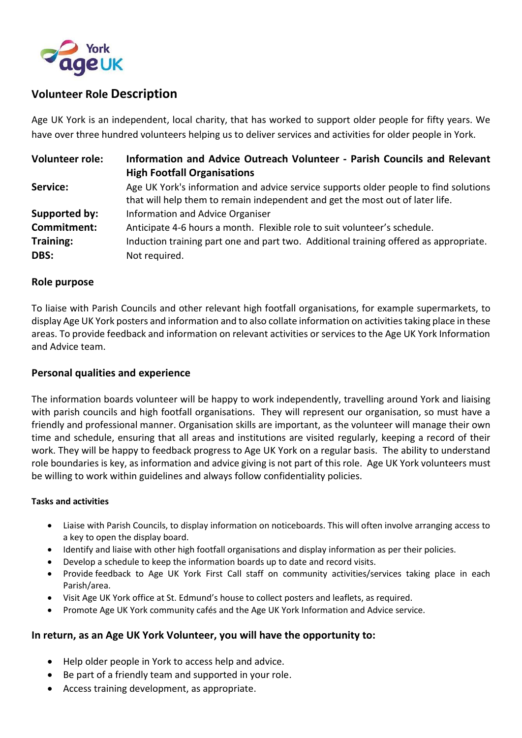York Age UK

## Volunteer Role Description

Age UK York is an independent, local charity, that has worked to support older people for fifty years. We have over three hundred volunteers helping us to deliver services and activities for older people in York.

| | |
|---|---|
| **Volunteer role:** | **Information and Advice Outreach Volunteer - Parish Councils and Relevant High Footfall Organisations** |
| **Service:** | Age UK York's information and advice service supports older people to find solutions that will help them to remain independent and get the most out of later life. |
| **Supported by:** | Information and Advice Organiser |
| **Commitment:** | Anticipate 4-6 hours a month. Flexible role to suit volunteer's schedule. |
| **Training:** | Induction training part one and part two. Additional training offered as appropriate. |
| **DBS:** | Not required. |

### Role purpose

To liaise with Parish Councils and other relevant high footfall organisations, for example supermarkets, to display Age UK York posters and information and to also collate information on activities taking place in these areas. To provide feedback and information on relevant activities or services to the Age UK York Information and Advice team.

### Personal qualities and experience

The information boards volunteer will be happy to work independently, travelling around York and liaising with parish councils and high footfall organisations. They will represent our organisation, so must have a friendly and professional manner. Organisation skills are important, as the volunteer will manage their own time and schedule, ensuring that all areas and institutions are visited regularly, keeping a record of their work. They will be happy to feedback progress to Age UK York on a regular basis. The ability to understand role boundaries is key, as information and advice giving is not part of this role. Age UK York volunteers must be willing to work within guidelines and always follow confidentiality policies.

#### Tasks and activities

- Liaise with Parish Councils, to display information on noticeboards. This will often involve arranging access to a key to open the display board.
- Identify and liaise with other high footfall organisations and display information as per their policies.
- Develop a schedule to keep the information boards up to date and record visits.
- Provide feedback to Age UK York First Call staff on community activities/services taking place in each Parish/area.
- Visit Age UK York office at St. Edmund's house to collect posters and leaflets, as required.
- Promote Age UK York community cafés and the Age UK York Information and Advice service.

### In return, as an Age UK York Volunteer, you will have the opportunity to:

- Help older people in York to access help and advice.
- Be part of a friendly team and supported in your role.
- Access training development, as appropriate.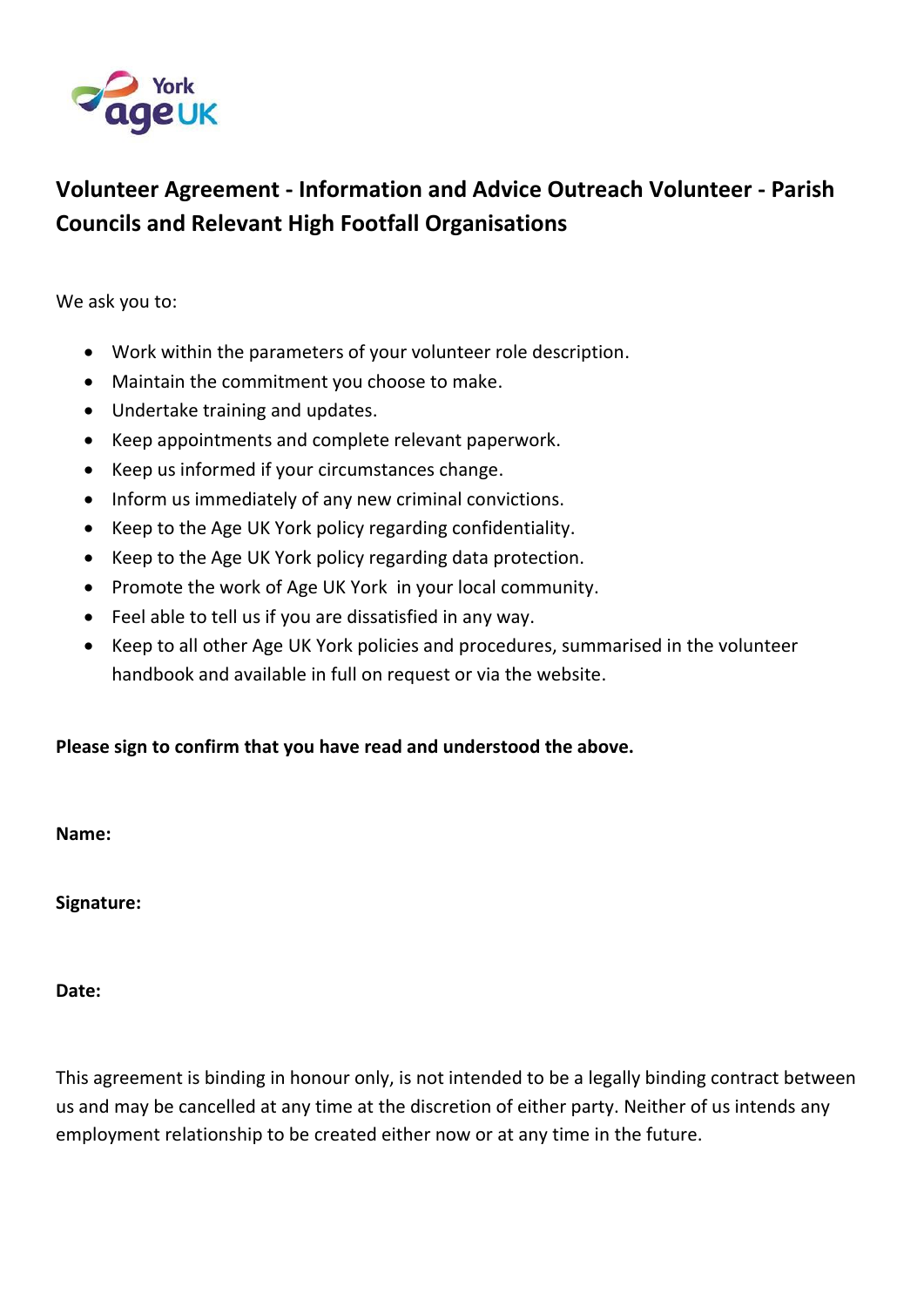## Volunteer Agreement - Information and Advice Outreach Volunteer - Parish Councils and Relevant High Footfall Organisations

We ask you to:

- Work within the parameters of your volunteer role description.
- Maintain the commitment you choose to make.
- Undertake training and updates.
- Keep appointments and complete relevant paperwork.
- Keep us informed if your circumstances change.
- Inform us immediately of any new criminal convictions.
- Keep to the Age UK York policy regarding confidentiality.
- Keep to the Age UK York policy regarding data protection.
- Promote the work of Age UK York in your local community.
- Feel able to tell us if you are dissatisfied in any way.
- Keep to all other Age UK York policies and procedures, summarised in the volunteer handbook and available in full on request or via the website.

**Please sign to confirm that you have read and understood the above.**

**Name:**

**Signature:**

**Date:**

This agreement is binding in honour only, is not intended to be a legally binding contract between us and may be cancelled at any time at the discretion of either party. Neither of us intends any employment relationship to be created either now or at any time in the future.